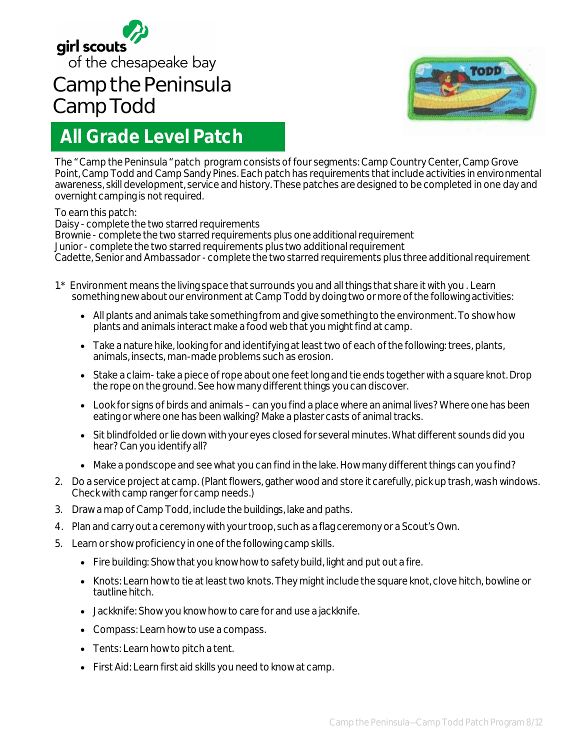girl scouts
of the chesapeake bay

# Camp the Peninsula
# Camp Todd

## All Grade Level Patch

The " Camp the Peninsula " patch program consists of four segments: Camp Country Center, Camp Grove Point, Camp Todd and Camp Sandy Pines. Each patch has requirements that include activities in environmental awareness, skill development, service and history. These patches are designed to be completed in one day and overnight camping is not required.

To earn this patch:
Daisy - complete the two starred requirements
Brownie - complete the two starred requirements plus one additional requirement
Junior - complete the two starred requirements plus two additional requirement
Cadette, Senior and Ambassador - complete the two starred requirements plus three additional requirement

1* Environment means the living space that surrounds you and all things that share it with you . Learn something new about our environment at Camp Todd by doing two or more of the following activities:

- All plants and animals take something from and give something to the environment. To show how plants and animals interact make a food web that you might find at camp.
- Take a nature hike, looking for and identifying at least two of each of the following: trees, plants, animals, insects, man-made problems such as erosion.
- Stake a claim- take a piece of rope about one feet long and tie ends together with a square knot. Drop the rope on the ground. See how many different things you can discover.
- Look for signs of birds and animals – can you find a place where an animal lives? Where one has been eating or where one has been walking? Make a plaster casts of animal tracks.
- Sit blindfolded or lie down with your eyes closed for several minutes. What different sounds did you hear? Can you identify all?
- Make a pondscope and see what you can find in the lake. How many different things can you find?

2. Do a service project at camp. (Plant flowers, gather wood and store it carefully, pick up trash, wash windows. Check with camp ranger for camp needs.)
3. Draw a map of Camp Todd, include the buildings, lake and paths.
4. Plan and carry out a ceremony with your troop, such as a flag ceremony or a Scout's Own.
5. Learn or show proficiency in one of the following camp skills.
   - Fire building: Show that you know how to safety build, light and put out a fire.
   - Knots: Learn how to tie at least two knots. They might include the square knot, clove hitch, bowline or tautline hitch.
   - Jackknife: Show you know how to care for and use a jackknife.
   - Compass: Learn how to use a compass.
   - Tents: Learn how to pitch a tent.
   - First Aid: Learn first aid skills you need to know at camp.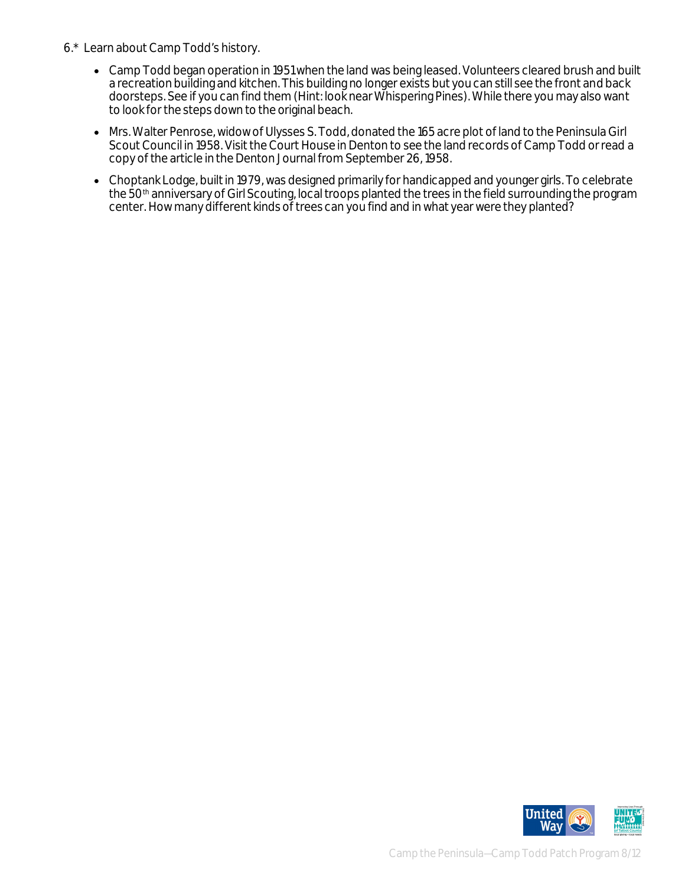6.* Learn about Camp Todd's history.

- Camp Todd began operation in 1951 when the land was being leased. Volunteers cleared brush and built a recreation building and kitchen. This building no longer exists but you can still see the front and back doorsteps. See if you can find them (Hint: look near Whispering Pines). While there you may also want to look for the steps down to the original beach.
- Mrs. Walter Penrose, widow of Ulysses S. Todd, donated the 165 acre plot of land to the Peninsula Girl Scout Council in 1958. Visit the Court House in Denton to see the land records of Camp Todd or read a copy of the article in the Denton Journal from September 26, 1958.
- Choptank Lodge, built in 1979, was designed primarily for handicapped and younger girls. To celebrate the 50th anniversary of Girl Scouting, local troops planted the trees in the field surrounding the program center. How many different kinds of trees can you find and in what year were they planted?